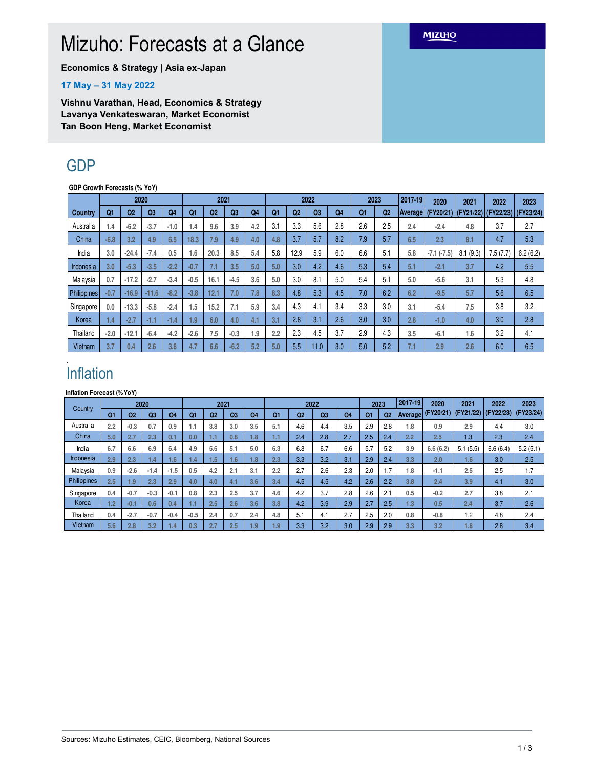# Mizuho: Forecasts at a Glance

**Economics & Strategy | Asia ex-Japan**

**17 May – 31 May 2022**

**Vishnu Varathan, Head, Economics & Strategy**
**Lavanya Venkateswaran, Market Economist**
**Tan Boon Heng, Market Economist**

## GDP

**GDP Growth Forecasts (% YoY)**

| Country | 2020 | | | | 2021 | | | | 2022 | | | | 2023 | | 2017-19 | 2020 | 2021 | 2022 | 2023 |
|---|---|---|---|---|---|---|---|---|---|---|---|---|---|---|---|---|---|---|---|
| | Q1 | Q2 | Q3 | Q4 | Q1 | Q2 | Q3 | Q4 | Q1 | Q2 | Q3 | Q4 | Q1 | Q2 | Average | (FY20/21) | (FY21/22) | (FY22/23) | (FY23/24) |
| Australia | 1.4 | -6.2 | -3.7 | -1.0 | 1.4 | 9.6 | 3.9 | 4.2 | 3.1 | 3.3 | 5.6 | 2.8 | 2.6 | 2.5 | 2.4 | -2.4 | 4.8 | 3.7 | 2.7 |
| China | -6.8 | 3.2 | 4.9 | 6.5 | 18.3 | 7.9 | 4.9 | 4.0 | 4.8 | 3.7 | 5.7 | 8.2 | 7.9 | 5.7 | 6.5 | 2.3 | 8.1 | 4.7 | 5.3 |
| India | 3.0 | -24.4 | -7.4 | 0.5 | 1.6 | 20.3 | 8.5 | 5.4 | 5.8 | 12.9 | 5.9 | 6.0 | 6.6 | 5.1 | 5.8 | -7.1 (-7.5) | 8.1 (9.3) | 7.5 (7.7) | 6.2 (6.2) |
| Indonesia | 3.0 | -5.3 | -3.5 | -2.2 | -0.7 | 7.1 | 3.5 | 5.0 | 5.0 | 3.0 | 4.2 | 4.6 | 5.3 | 5.4 | 5.1 | -2.1 | 3.7 | 4.2 | 5.5 |
| Malaysia | 0.7 | -17.2 | -2.7 | -3.4 | -0.5 | 16.1 | -4.5 | 3.6 | 5.0 | 3.0 | 8.1 | 5.0 | 5.4 | 5.1 | 5.0 | -5.6 | 3.1 | 5.3 | 4.8 |
| Philippines | -0.7 | -16.9 | -11.6 | -8.2 | -3.8 | 12.1 | 7.0 | 7.8 | 8.3 | 4.8 | 5.3 | 4.5 | 7.0 | 6.2 | 6.2 | -9.5 | 5.7 | 5.6 | 6.5 |
| Singapore | 0.0 | -13.3 | -5.8 | -2.4 | 1.5 | 15.2 | 7.1 | 5.9 | 3.4 | 4.3 | 4.1 | 3.4 | 3.3 | 3.0 | 3.1 | -5.4 | 7.5 | 3.8 | 3.2 |
| Korea | 1.4 | -2.7 | -1.1 | -1.4 | 1.9 | 6.0 | 4.0 | 4.1 | 3.1 | 2.8 | 3.1 | 2.6 | 3.0 | 3.0 | 2.8 | -1.0 | 4.0 | 3.0 | 2.8 |
| Thailand | -2.0 | -12.1 | -6.4 | -4.2 | -2.6 | 7.5 | -0.3 | 1.9 | 2.2 | 2.3 | 4.5 | 3.7 | 2.9 | 4.3 | 3.5 | -6.1 | 1.6 | 3.2 | 4.1 |
| Vietnam | 3.7 | 0.4 | 2.6 | 3.8 | 4.7 | 6.6 | -6.2 | 5.2 | 5.0 | 5.5 | 11.0 | 3.0 | 5.0 | 5.2 | 7.1 | 2.9 | 2.6 | 6.0 | 6.5 |

## Inflation

**Inflation Forecast (% YoY)**

| Country | 2020 | | | | 2021 | | | | 2022 | | | | 2023 | | 2017-19 | 2020 | 2021 | 2022 | 2023 |
|---|---|---|---|---|---|---|---|---|---|---|---|---|---|---|---|---|---|---|---|
| | Q1 | Q2 | Q3 | Q4 | Q1 | Q2 | Q3 | Q4 | Q1 | Q2 | Q3 | Q4 | Q1 | Q2 | Average | (FY20/21) | (FY21/22) | (FY22/23) | (FY23/24) |
| Australia | 2.2 | -0.3 | 0.7 | 0.9 | 1.1 | 3.8 | 3.0 | 3.5 | 5.1 | 4.6 | 4.4 | 3.5 | 2.9 | 2.8 | 1.8 | 0.9 | 2.9 | 4.4 | 3.0 |
| China | 5.0 | 2.7 | 2.3 | 0.1 | 0.0 | 1.1 | 0.8 | 1.8 | 1.1 | 2.4 | 2.8 | 2.7 | 2.5 | 2.4 | 2.2 | 2.5 | 1.3 | 2.3 | 2.4 |
| India | 6.7 | 6.6 | 6.9 | 6.4 | 4.9 | 5.6 | 5.1 | 5.0 | 6.3 | 6.8 | 6.7 | 6.6 | 5.7 | 5.2 | 3.9 | 6.6 (6.2) | 5.1 (5.5) | 6.6 (6.4) | 5.2 (5.1) |
| Indonesia | 2.9 | 2.3 | 1.4 | 1.6 | 1.4 | 1.5 | 1.6 | 1.8 | 2.3 | 3.3 | 3.2 | 3.1 | 2.9 | 2.4 | 3.3 | 2.0 | 1.6 | 3.0 | 2.5 |
| Malaysia | 0.9 | -2.6 | -1.4 | -1.5 | 0.5 | 4.2 | 2.1 | 3.1 | 2.2 | 2.7 | 2.6 | 2.3 | 2.0 | 1.7 | 1.8 | -1.1 | 2.5 | 2.5 | 1.7 |
| Philippines | 2.5 | 1.9 | 2.3 | 2.9 | 4.0 | 4.0 | 4.1 | 3.6 | 3.4 | 4.5 | 4.5 | 4.2 | 2.6 | 2.2 | 3.8 | 2.4 | 3.9 | 4.1 | 3.0 |
| Singapore | 0.4 | -0.7 | -0.3 | -0.1 | 0.8 | 2.3 | 2.5 | 3.7 | 4.6 | 4.2 | 3.7 | 2.8 | 2.6 | 2.1 | 0.5 | -0.2 | 2.7 | 3.8 | 2.1 |
| Korea | 1.2 | -0.1 | 0.6 | 0.4 | 1.1 | 2.5 | 2.6 | 3.6 | 3.8 | 4.2 | 3.9 | 2.9 | 2.7 | 2.5 | 1.3 | 0.5 | 2.4 | 3.7 | 2.6 |
| Thailand | 0.4 | -2.7 | -0.7 | -0.4 | -0.5 | 2.4 | 0.7 | 2.4 | 4.8 | 5.1 | 4.1 | 2.7 | 2.5 | 2.0 | 0.8 | -0.8 | 1.2 | 4.8 | 2.4 |
| Vietnam | 5.6 | 2.8 | 3.2 | 1.4 | 0.3 | 2.7 | 2.5 | 1.9 | 1.9 | 3.3 | 3.2 | 3.0 | 2.9 | 2.9 | 3.3 | 3.2 | 1.8 | 2.8 | 3.4 |

Sources: Mizuho Estimates, CEIC, Bloomberg, National Sources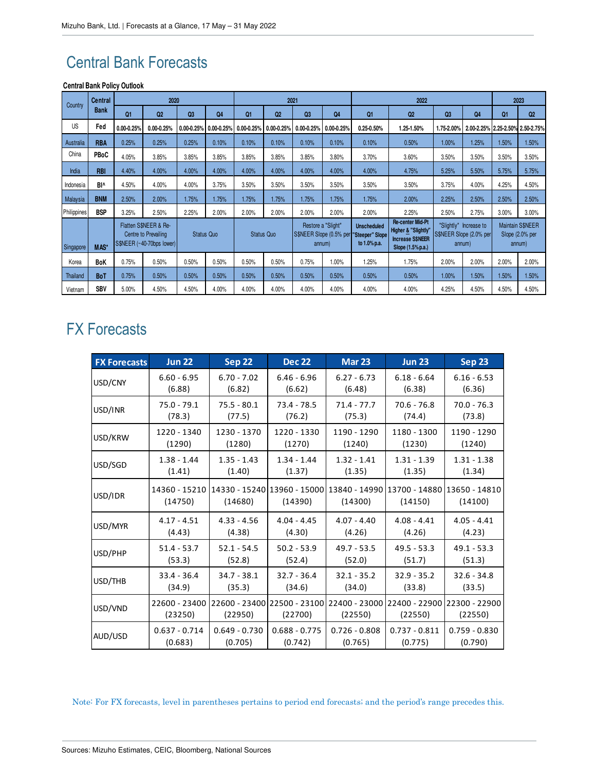# Central Bank Forecasts

**Central Bank Policy Outlook**

| Country | Central Bank | 2020 | | | | 2021 | | | | 2022 | | | | 2023 | |
|---|---|---|---|---|---|---|---|---|---|---|---|---|---|---|---|
| | | Q1 | Q2 | Q3 | Q4 | Q1 | Q2 | Q3 | Q4 | Q1 | Q2 | Q3 | Q4 | Q1 | Q2 |
| US | Fed | 0.00-0.25% | 0.00-0.25% | 0.00-0.25% | 0.00-0.25% | 0.00-0.25% | 0.00-0.25% | 0.00-0.25% | 0.00-0.25% | 0.25-0.50% | 1.25-1.50% | 1.75-2.00% | 2.00-2.25% | 2.25-2.50% | 2.50-2.75% |
| Australia | RBA | 0.25% | 0.25% | 0.25% | 0.10% | 0.10% | 0.10% | 0.10% | 0.10% | 0.10% | 0.50% | 1.00% | 1.25% | 1.50% | 1.50% |
| China | PBoC | 4.05% | 3.85% | 3.85% | 3.85% | 3.85% | 3.85% | 3.85% | 3.80% | 3.70% | 3.60% | 3.50% | 3.50% | 3.50% | 3.50% |
| India | RBI | 4.40% | 4.00% | 4.00% | 4.00% | 4.00% | 4.00% | 4.00% | 4.00% | 4.00% | 4.75% | 5.25% | 5.50% | 5.75% | 5.75% |
| Indonesia | BI^ | 4.50% | 4.00% | 4.00% | 3.75% | 3.50% | 3.50% | 3.50% | 3.50% | 3.50% | 3.50% | 3.75% | 4.00% | 4.25% | 4.50% |
| Malaysia | BNM | 2.50% | 2.00% | 1.75% | 1.75% | 1.75% | 1.75% | 1.75% | 1.75% | 1.75% | 2.00% | 2.25% | 2.50% | 2.50% | 2.50% |
| Philippines | BSP | 3.25% | 2.50% | 2.25% | 2.00% | 2.00% | 2.00% | 2.00% | 2.00% | 2.00% | 2.25% | 2.50% | 2.75% | 3.00% | 3.00% |
| Singapore | MAS* | Flatten S$NEER & Re-Centre to Prevailing S$NEER (~40-70bps lower) | Status Quo | | | Status Quo | | Restore a "Slight" S$NEER Slope (0.5% per annum) | | Unscheduled "Steeper" Slope to 1.0%p.a. | Re-center Mid-Pt Higher & "Slightly" Increase S$NEER Slope (1.5%p.a.) | "Slightly" Increase to S$NEER Slope (2.0% per annum) | | Maintain S$NEER Slope (2.0% per annum) | |
| Korea | BoK | 0.75% | 0.50% | 0.50% | 0.50% | 0.50% | 0.50% | 0.75% | 1.00% | 1.25% | 1.75% | 2.00% | 2.00% | 2.00% | 2.00% |
| Thailand | BoT | 0.75% | 0.50% | 0.50% | 0.50% | 0.50% | 0.50% | 0.50% | 0.50% | 0.50% | 0.50% | 1.00% | 1.50% | 1.50% | 1.50% |
| Vietnam | SBV | 5.00% | 4.50% | 4.50% | 4.00% | 4.00% | 4.00% | 4.00% | 4.00% | 4.00% | 4.00% | 4.25% | 4.50% | 4.50% | 4.50% |

# FX Forecasts

| FX Forecasts | Jun 22 | Sep 22 | Dec 22 | Mar 23 | Jun 23 | Sep 23 |
|---|---|---|---|---|---|---|
| USD/CNY | 6.60 - 6.95 (6.88) | 6.70 - 7.02 (6.82) | 6.46 - 6.96 (6.62) | 6.27 - 6.73 (6.48) | 6.18 - 6.64 (6.38) | 6.16 - 6.53 (6.36) |
| USD/INR | 75.0 - 79.1 (78.3) | 75.5 - 80.1 (77.5) | 73.4 - 78.5 (76.2) | 71.4 - 77.7 (75.3) | 70.6 - 76.8 (74.4) | 70.0 - 76.3 (73.8) |
| USD/KRW | 1220 - 1340 (1290) | 1230 - 1370 (1280) | 1220 - 1330 (1270) | 1190 - 1290 (1240) | 1180 - 1300 (1230) | 1190 - 1290 (1240) |
| USD/SGD | 1.38 - 1.44 (1.41) | 1.35 - 1.43 (1.40) | 1.34 - 1.44 (1.37) | 1.32 - 1.41 (1.35) | 1.31 - 1.39 (1.35) | 1.31 - 1.38 (1.34) |
| USD/IDR | 14360 - 15210 (14750) | 14330 - 15240 (14680) | 13960 - 15000 (14390) | 13840 - 14990 (14300) | 13700 - 14880 (14150) | 13650 - 14810 (14100) |
| USD/MYR | 4.17 - 4.51 (4.43) | 4.33 - 4.56 (4.38) | 4.04 - 4.45 (4.30) | 4.07 - 4.40 (4.26) | 4.08 - 4.41 (4.26) | 4.05 - 4.41 (4.23) |
| USD/PHP | 51.4 - 53.7 (53.3) | 52.1 - 54.5 (52.8) | 50.2 - 53.9 (52.4) | 49.7 - 53.5 (52.0) | 49.5 - 53.3 (51.7) | 49.1 - 53.3 (51.3) |
| USD/THB | 33.4 - 36.4 (34.9) | 34.7 - 38.1 (35.3) | 32.7 - 36.4 (34.6) | 32.1 - 35.2 (34.0) | 32.9 - 35.2 (33.8) | 32.6 - 34.8 (33.5) |
| USD/VND | 22600 - 23400 (23250) | 22600 - 23400 (22950) | 22500 - 23100 (22700) | 22400 - 23000 (22550) | 22400 - 22900 (22550) | 22300 - 22900 (22550) |
| AUD/USD | 0.637 - 0.714 (0.683) | 0.649 - 0.730 (0.705) | 0.688 - 0.775 (0.742) | 0.726 - 0.808 (0.765) | 0.737 - 0.811 (0.775) | 0.759 - 0.830 (0.790) |

Note: For FX forecasts, level in parentheses pertains to period end forecasts; and the period's range precedes this.

Sources: Mizuho Estimates, CEIC, Bloomberg, National Sources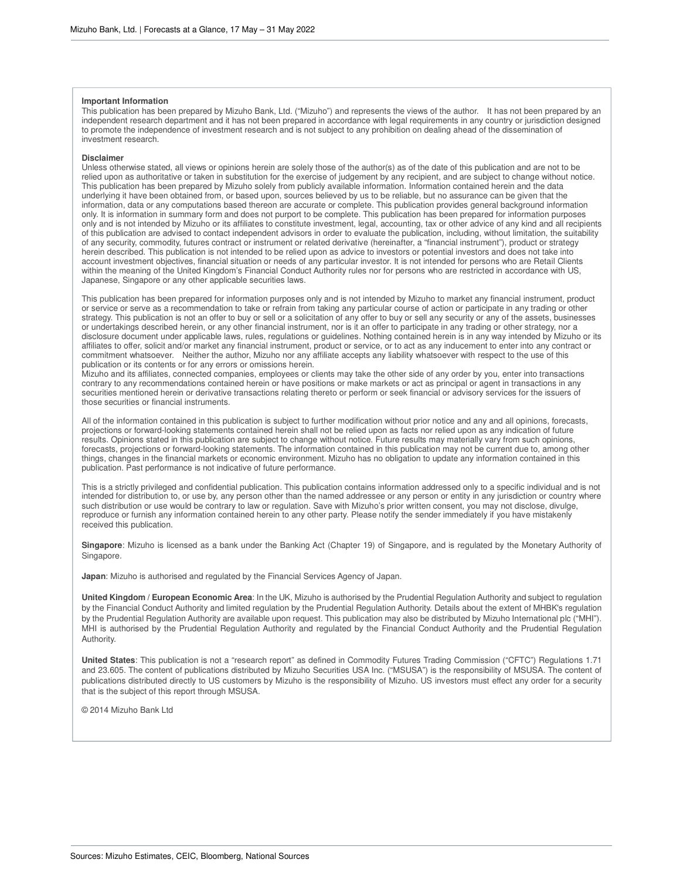**Important Information**

This publication has been prepared by Mizuho Bank, Ltd. ("Mizuho") and represents the views of the author. It has not been prepared by an independent research department and it has not been prepared in accordance with legal requirements in any country or jurisdiction designed to promote the independence of investment research and is not subject to any prohibition on dealing ahead of the dissemination of investment research.

**Disclaimer**

Unless otherwise stated, all views or opinions herein are solely those of the author(s) as of the date of this publication and are not to be relied upon as authoritative or taken in substitution for the exercise of judgement by any recipient, and are subject to change without notice. This publication has been prepared by Mizuho solely from publicly available information. Information contained herein and the data underlying it have been obtained from, or based upon, sources believed by us to be reliable, but no assurance can be given that the information, data or any computations based thereon are accurate or complete. This publication provides general background information only. It is information in summary form and does not purport to be complete. This publication has been prepared for information purposes only and is not intended by Mizuho or its affiliates to constitute investment, legal, accounting, tax or other advice of any kind and all recipients of this publication are advised to contact independent advisors in order to evaluate the publication, including, without limitation, the suitability of any security, commodity, futures contract or instrument or related derivative (hereinafter, a "financial instrument"), product or strategy herein described. This publication is not intended to be relied upon as advice to investors or potential investors and does not take into account investment objectives, financial situation or needs of any particular investor. It is not intended for persons who are Retail Clients within the meaning of the United Kingdom's Financial Conduct Authority rules nor for persons who are restricted in accordance with US, Japanese, Singapore or any other applicable securities laws.

This publication has been prepared for information purposes only and is not intended by Mizuho to market any financial instrument, product or service or serve as a recommendation to take or refrain from taking any particular course of action or participate in any trading or other strategy. This publication is not an offer to buy or sell or a solicitation of any offer to buy or sell any security or any of the assets, businesses or undertakings described herein, or any other financial instrument, nor is it an offer to participate in any trading or other strategy, nor a disclosure document under applicable laws, rules, regulations or guidelines. Nothing contained herein is in any way intended by Mizuho or its affiliates to offer, solicit and/or market any financial instrument, product or service, or to act as any inducement to enter into any contract or commitment whatsoever. Neither the author, Mizuho nor any affiliate accepts any liability whatsoever with respect to the use of this publication or its contents or for any errors or omissions herein.
Mizuho and its affiliates, connected companies, employees or clients may take the other side of any order by you, enter into transactions contrary to any recommendations contained herein or have positions or make markets or act as principal or agent in transactions in any securities mentioned herein or derivative transactions relating thereto or perform or seek financial or advisory services for the issuers of those securities or financial instruments.

All of the information contained in this publication is subject to further modification without prior notice and any and all opinions, forecasts, projections or forward-looking statements contained herein shall not be relied upon as facts nor relied upon as any indication of future results. Opinions stated in this publication are subject to change without notice. Future results may materially vary from such opinions, forecasts, projections or forward-looking statements. The information contained in this publication may not be current due to, among other things, changes in the financial markets or economic environment. Mizuho has no obligation to update any information contained in this publication. Past performance is not indicative of future performance.

This is a strictly privileged and confidential publication. This publication contains information addressed only to a specific individual and is not intended for distribution to, or use by, any person other than the named addressee or any person or entity in any jurisdiction or country where such distribution or use would be contrary to law or regulation. Save with Mizuho's prior written consent, you may not disclose, divulge, reproduce or furnish any information contained herein to any other party. Please notify the sender immediately if you have mistakenly received this publication.

**Singapore**: Mizuho is licensed as a bank under the Banking Act (Chapter 19) of Singapore, and is regulated by the Monetary Authority of Singapore.

**Japan**: Mizuho is authorised and regulated by the Financial Services Agency of Japan.

**United Kingdom / European Economic Area**: In the UK, Mizuho is authorised by the Prudential Regulation Authority and subject to regulation by the Financial Conduct Authority and limited regulation by the Prudential Regulation Authority. Details about the extent of MHBK's regulation by the Prudential Regulation Authority are available upon request. This publication may also be distributed by Mizuho International plc ("MHI"). MHI is authorised by the Prudential Regulation Authority and regulated by the Financial Conduct Authority and the Prudential Regulation Authority.

**United States**: This publication is not a "research report" as defined in Commodity Futures Trading Commission ("CFTC") Regulations 1.71 and 23.605. The content of publications distributed by Mizuho Securities USA Inc. ("MSUSA") is the responsibility of MSUSA. The content of publications distributed directly to US customers by Mizuho is the responsibility of Mizuho. US investors must effect any order for a security that is the subject of this report through MSUSA.

© 2014 Mizuho Bank Ltd

Sources: Mizuho Estimates, CEIC, Bloomberg, National Sources